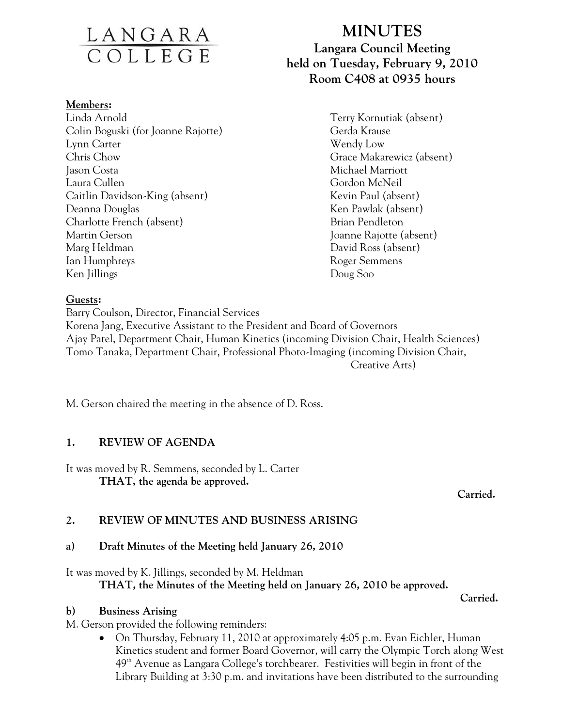LANGARA COLLEGE

# MINUTES

**Langara Council Meeting**
**held on Tuesday, February 9, 2010**
**Room C408 at 0935 hours**

**Members:**

Linda Arnold
Colin Boguski (for Joanne Rajotte)
Lynn Carter
Chris Chow
Jason Costa
Laura Cullen
Caitlin Davidson-King (absent)
Deanna Douglas
Charlotte French (absent)
Martin Gerson
Marg Heldman
Ian Humphreys
Ken Jillings
Terry Kornutiak (absent)
Gerda Krause
Wendy Low
Grace Makarewicz (absent)
Michael Marriott
Gordon McNeil
Kevin Paul (absent)
Ken Pawlak (absent)
Brian Pendleton
Joanne Rajotte (absent)
David Ross (absent)
Roger Semmens
Doug Soo

**Guests:**

Barry Coulson, Director, Financial Services
Korena Jang, Executive Assistant to the President and Board of Governors
Ajay Patel, Department Chair, Human Kinetics (incoming Division Chair, Health Sciences)
Tomo Tanaka, Department Chair, Professional Photo-Imaging (incoming Division Chair, Creative Arts)

M. Gerson chaired the meeting in the absence of D. Ross.

## 1. REVIEW OF AGENDA

It was moved by R. Semmens, seconded by L. Carter

**THAT, the agenda be approved.**

**Carried.**

## 2. REVIEW OF MINUTES AND BUSINESS ARISING

### a) Draft Minutes of the Meeting held January 26, 2010

It was moved by K. Jillings, seconded by M. Heldman

**THAT, the Minutes of the Meeting held on January 26, 2010 be approved.**

**Carried.**

### b) Business Arising

M. Gerson provided the following reminders:

- On Thursday, February 11, 2010 at approximately 4:05 p.m. Evan Eichler, Human Kinetics student and former Board Governor, will carry the Olympic Torch along West 49th Avenue as Langara College's torchbearer. Festivities will begin in front of the Library Building at 3:30 p.m. and invitations have been distributed to the surrounding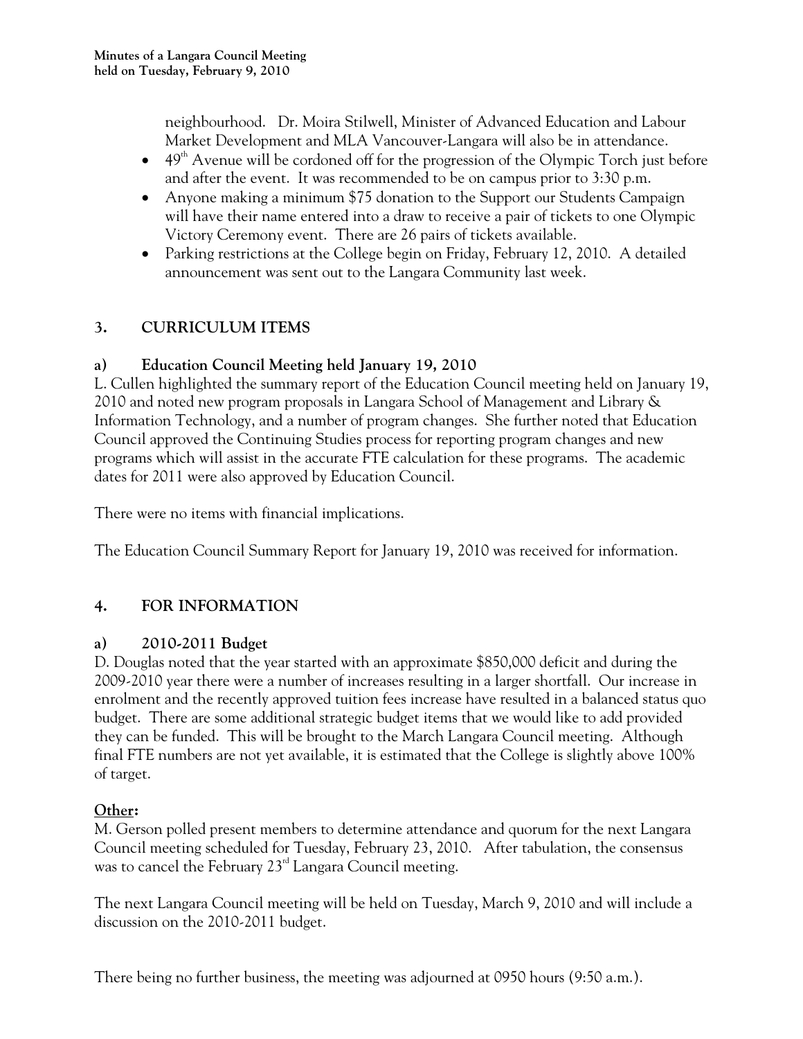neighbourhood. Dr. Moira Stilwell, Minister of Advanced Education and Labour Market Development and MLA Vancouver-Langara will also be in attendance.

- 49th Avenue will be cordoned off for the progression of the Olympic Torch just before and after the event. It was recommended to be on campus prior to 3:30 p.m.
- Anyone making a minimum $75 donation to the Support our Students Campaign will have their name entered into a draw to receive a pair of tickets to one Olympic Victory Ceremony event. There are 26 pairs of tickets available.
- Parking restrictions at the College begin on Friday, February 12, 2010. A detailed announcement was sent out to the Langara Community last week.

## 3. CURRICULUM ITEMS

### a) Education Council Meeting held January 19, 2010

L. Cullen highlighted the summary report of the Education Council meeting held on January 19, 2010 and noted new program proposals in Langara School of Management and Library & Information Technology, and a number of program changes. She further noted that Education Council approved the Continuing Studies process for reporting program changes and new programs which will assist in the accurate FTE calculation for these programs. The academic dates for 2011 were also approved by Education Council.

There were no items with financial implications.

The Education Council Summary Report for January 19, 2010 was received for information.

## 4. FOR INFORMATION

### a) 2010-2011 Budget

D. Douglas noted that the year started with an approximate $850,000 deficit and during the 2009-2010 year there were a number of increases resulting in a larger shortfall. Our increase in enrolment and the recently approved tuition fees increase have resulted in a balanced status quo budget. There are some additional strategic budget items that we would like to add provided they can be funded. This will be brought to the March Langara Council meeting. Although final FTE numbers are not yet available, it is estimated that the College is slightly above 100% of target.

**Other:**

M. Gerson polled present members to determine attendance and quorum for the next Langara Council meeting scheduled for Tuesday, February 23, 2010. After tabulation, the consensus was to cancel the February 23rd Langara Council meeting.

The next Langara Council meeting will be held on Tuesday, March 9, 2010 and will include a discussion on the 2010-2011 budget.

There being no further business, the meeting was adjourned at 0950 hours (9:50 a.m.).